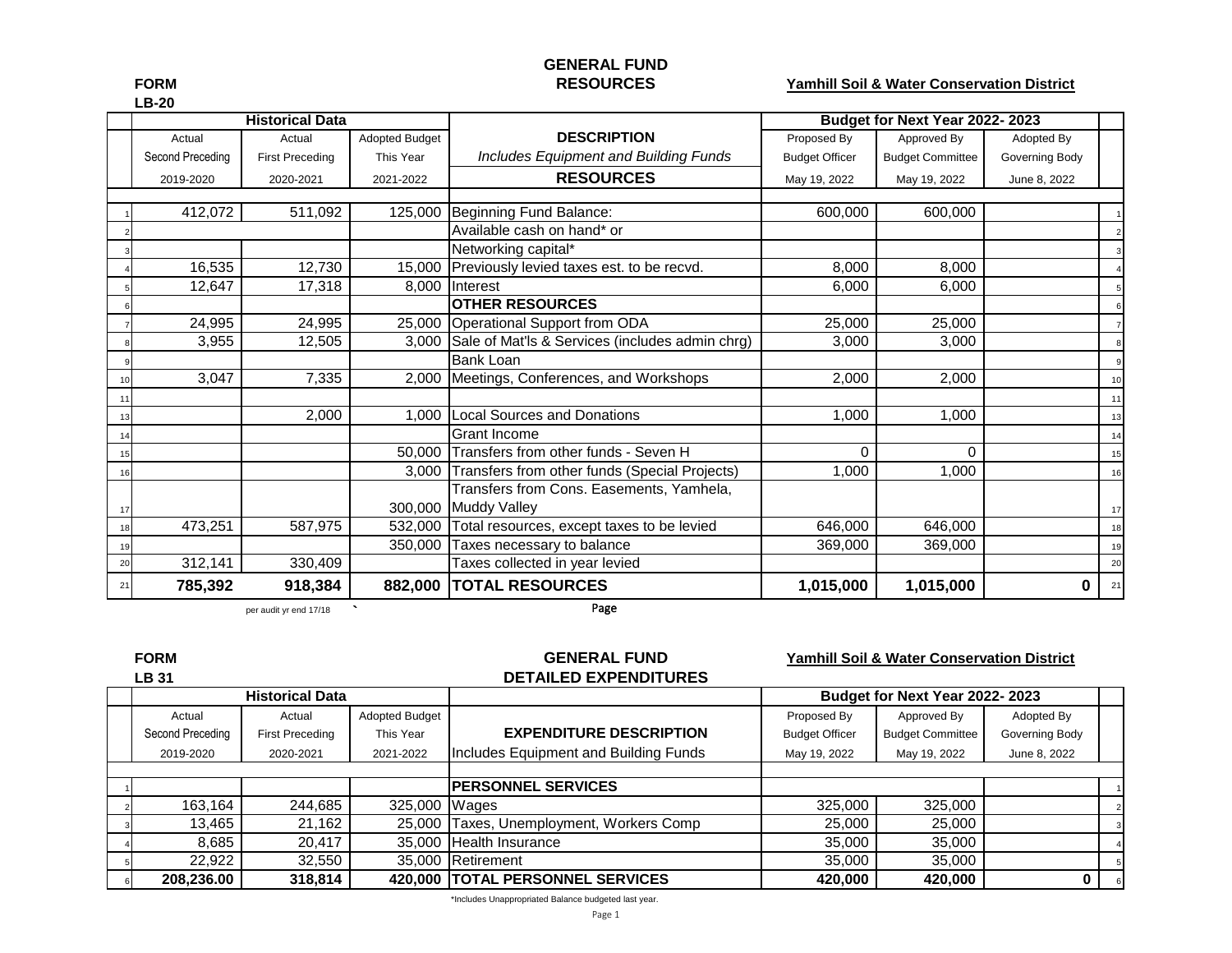# GENERAL FUND
## RESOURCES

**FORM LB-20**

**Yamhill Soil & Water Conservation District**

| | Historical Data | | | | Budget for Next Year 2022- 2023 | | | |
|---|---|---|---|---|---|---|---|---|
| | Actual | Actual | Adopted Budget | **DESCRIPTION** | Proposed By | Approved By | Adopted By | |
| | Second Preceding | First Preceding | This Year | *Includes Equipment and Building Funds* | Budget Officer | Budget Committee | Governing Body | |
| | 2019-2020 | 2020-2021 | 2021-2022 | **RESOURCES** | May 19, 2022 | May 19, 2022 | June 8, 2022 | |
| 1 | 412,072 | 511,092 | 125,000 | Beginning Fund Balance: | 600,000 | 600,000 | | 1 |
| 2 | | | | Available cash on hand* or | | | | 2 |
| 3 | | | | Networking capital* | | | | 3 |
| 4 | 16,535 | 12,730 | 15,000 | Previously levied taxes est. to be recvd. | 8,000 | 8,000 | | 4 |
| 5 | 12,647 | 17,318 | 8,000 | Interest | 6,000 | 6,000 | | 5 |
| 6 | | | | **OTHER RESOURCES** | | | | 6 |
| 7 | 24,995 | 24,995 | 25,000 | Operational Support from ODA | 25,000 | 25,000 | | 7 |
| 8 | 3,955 | 12,505 | 3,000 | Sale of Mat'ls & Services (includes admin chrg) | 3,000 | 3,000 | | 8 |
| 9 | | | | Bank Loan | | | | 9 |
| 10 | 3,047 | 7,335 | 2,000 | Meetings, Conferences, and Workshops | 2,000 | 2,000 | | 10 |
| 11 | | | | | | | | 11 |
| 13 | | 2,000 | 1,000 | Local Sources and Donations | 1,000 | 1,000 | | 13 |
| 14 | | | | Grant Income | | | | 14 |
| 15 | | | 50,000 | Transfers from other funds - Seven H | 0 | 0 | | 15 |
| 16 | | | 3,000 | Transfers from other funds (Special Projects) | 1,000 | 1,000 | | 16 |
| 17 | | | 300,000 | Transfers from Cons. Easements, Yamhela, Muddy Valley | | | | 17 |
| 18 | 473,251 | 587,975 | 532,000 | Total resources, except taxes to be levied | 646,000 | 646,000 | | 18 |
| 19 | | | 350,000 | Taxes necessary to balance | 369,000 | 369,000 | | 19 |
| 20 | 312,141 | 330,409 | | Taxes collected in year levied | | | | 20 |
| 21 | **785,392** | **918,384** | **882,000** | **TOTAL RESOURCES** | **1,015,000** | **1,015,000** | **0** | 21 |

per audit yr end 17/18

# GENERAL FUND
## DETAILED EXPENDITURES

**FORM LB 31**

**Yamhill Soil & Water Conservation District**

| | Historical Data | | | | Budget for Next Year 2022- 2023 | | | |
|---|---|---|---|---|---|---|---|---|
| | Actual | Actual | Adopted Budget | | Proposed By | Approved By | Adopted By | |
| | Second Preceding | First Preceding | This Year | **EXPENDITURE DESCRIPTION** | Budget Officer | Budget Committee | Governing Body | |
| | 2019-2020 | 2020-2021 | 2021-2022 | Includes Equipment and Building Funds | May 19, 2022 | May 19, 2022 | June 8, 2022 | |
| 1 | | | | **PERSONNEL SERVICES** | | | | 1 |
| 2 | 163,164 | 244,685 | 325,000 | Wages | 325,000 | 325,000 | | 2 |
| 3 | 13,465 | 21,162 | 25,000 | Taxes, Unemployment, Workers Comp | 25,000 | 25,000 | | 3 |
| 4 | 8,685 | 20,417 | 35,000 | Health Insurance | 35,000 | 35,000 | | 4 |
| 5 | 22,922 | 32,550 | 35,000 | Retirement | 35,000 | 35,000 | | 5 |
| 6 | **208,236.00** | **318,814** | **420,000** | **TOTAL PERSONNEL SERVICES** | **420,000** | **420,000** | **0** | 6 |

*Includes Unappropriated Balance budgeted last year.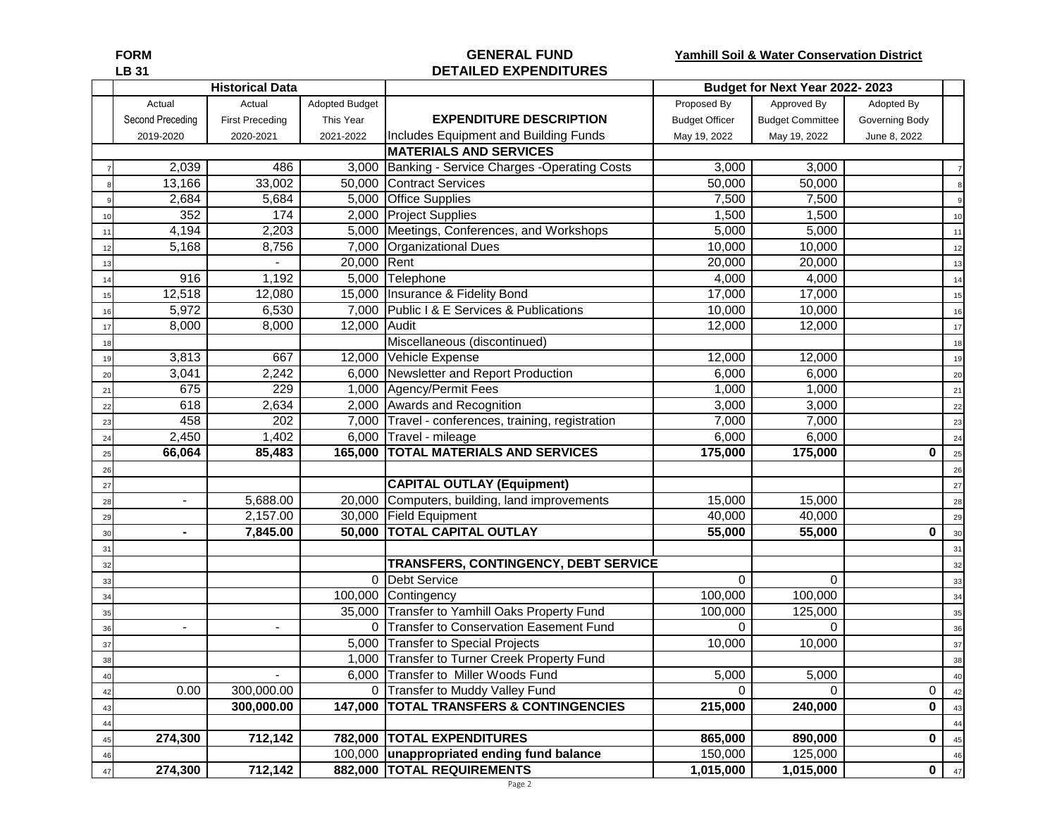**FORM LB 31**

# GENERAL FUND
## DETAILED EXPENDITURES

**Yamhill Soil & Water Conservation District**

| | Historical Data | | | | Budget for Next Year 2022- 2023 | | | |
|---|---|---|---|---|---|---|---|---|
| | Actual Second Preceding 2019-2020 | Actual First Preceding 2020-2021 | Adopted Budget This Year 2021-2022 | **EXPENDITURE DESCRIPTION** Includes Equipment and Building Funds | Proposed By Budget Officer May 19, 2022 | Approved By Budget Committee May 19, 2022 | Adopted By Governing Body June 8, 2022 | |
| | | | | **MATERIALS AND SERVICES** | | | | |
| 7 | 2,039 | 486 | 3,000 | Banking - Service Charges -Operating Costs | 3,000 | 3,000 | | 7 |
| 8 | 13,166 | 33,002 | 50,000 | Contract Services | 50,000 | 50,000 | | 8 |
| 9 | 2,684 | 5,684 | 5,000 | Office Supplies | 7,500 | 7,500 | | 9 |
| 10 | 352 | 174 | 2,000 | Project Supplies | 1,500 | 1,500 | | 10 |
| 11 | 4,194 | 2,203 | 5,000 | Meetings, Conferences, and Workshops | 5,000 | 5,000 | | 11 |
| 12 | 5,168 | 8,756 | 7,000 | Organizational Dues | 10,000 | 10,000 | | 12 |
| 13 | | - | 20,000 | Rent | 20,000 | 20,000 | | 13 |
| 14 | 916 | 1,192 | 5,000 | Telephone | 4,000 | 4,000 | | 14 |
| 15 | 12,518 | 12,080 | 15,000 | Insurance & Fidelity Bond | 17,000 | 17,000 | | 15 |
| 16 | 5,972 | 6,530 | 7,000 | Public I & E Services & Publications | 10,000 | 10,000 | | 16 |
| 17 | 8,000 | 8,000 | 12,000 | Audit | 12,000 | 12,000 | | 17 |
| 18 | | | | Miscellaneous (discontinued) | | | | 18 |
| 19 | 3,813 | 667 | 12,000 | Vehicle Expense | 12,000 | 12,000 | | 19 |
| 20 | 3,041 | 2,242 | 6,000 | Newsletter and Report Production | 6,000 | 6,000 | | 20 |
| 21 | 675 | 229 | 1,000 | Agency/Permit Fees | 1,000 | 1,000 | | 21 |
| 22 | 618 | 2,634 | 2,000 | Awards and Recognition | 3,000 | 3,000 | | 22 |
| 23 | 458 | 202 | 7,000 | Travel - conferences, training, registration | 7,000 | 7,000 | | 23 |
| 24 | 2,450 | 1,402 | 6,000 | Travel - mileage | 6,000 | 6,000 | | 24 |
| 25 | **66,064** | **85,483** | **165,000** | **TOTAL MATERIALS AND SERVICES** | **175,000** | **175,000** | **0** | 25 |
| 26 | | | | | | | | 26 |
| 27 | | | | **CAPITAL OUTLAY (Equipment)** | | | | 27 |
| 28 | - | 5,688.00 | 20,000 | Computers, building, land improvements | 15,000 | 15,000 | | 28 |
| 29 | | 2,157.00 | 30,000 | Field Equipment | 40,000 | 40,000 | | 29 |
| 30 | **-** | **7,845.00** | **50,000** | **TOTAL CAPITAL OUTLAY** | **55,000** | **55,000** | **0** | 30 |
| 31 | | | | | | | | 31 |
| 32 | | | | **TRANSFERS, CONTINGENCY, DEBT SERVICE** | | | | 32 |
| 33 | | | 0 | Debt Service | 0 | 0 | | 33 |
| 34 | | | 100,000 | Contingency | 100,000 | 100,000 | | 34 |
| 35 | | | 35,000 | Transfer to Yamhill Oaks Property Fund | 100,000 | 125,000 | | 35 |
| 36 | - | - | 0 | Transfer to Conservation Easement Fund | 0 | 0 | | 36 |
| 37 | | | 5,000 | Transfer to Special Projects | 10,000 | 10,000 | | 37 |
| 38 | | | 1,000 | Transfer to Turner Creek Property Fund | | | | 38 |
| 40 | | - | 6,000 | Transfer to Miller Woods Fund | 5,000 | 5,000 | | 40 |
| 42 | 0.00 | 300,000.00 | 0 | Transfer to Muddy Valley Fund | 0 | 0 | 0 | 42 |
| 43 | | **300,000.00** | **147,000** | **TOTAL TRANSFERS & CONTINGENCIES** | **215,000** | **240,000** | **0** | 43 |
| 44 | | | | | | | | 44 |
| 45 | **274,300** | **712,142** | **782,000** | **TOTAL EXPENDITURES** | **865,000** | **890,000** | **0** | 45 |
| 46 | | | 100,000 | **unappropriated ending fund balance** | 150,000 | 125,000 | | 46 |
| 47 | **274,300** | **712,142** | **882,000** | **TOTAL REQUIREMENTS** | **1,015,000** | **1,015,000** | **0** | 47 |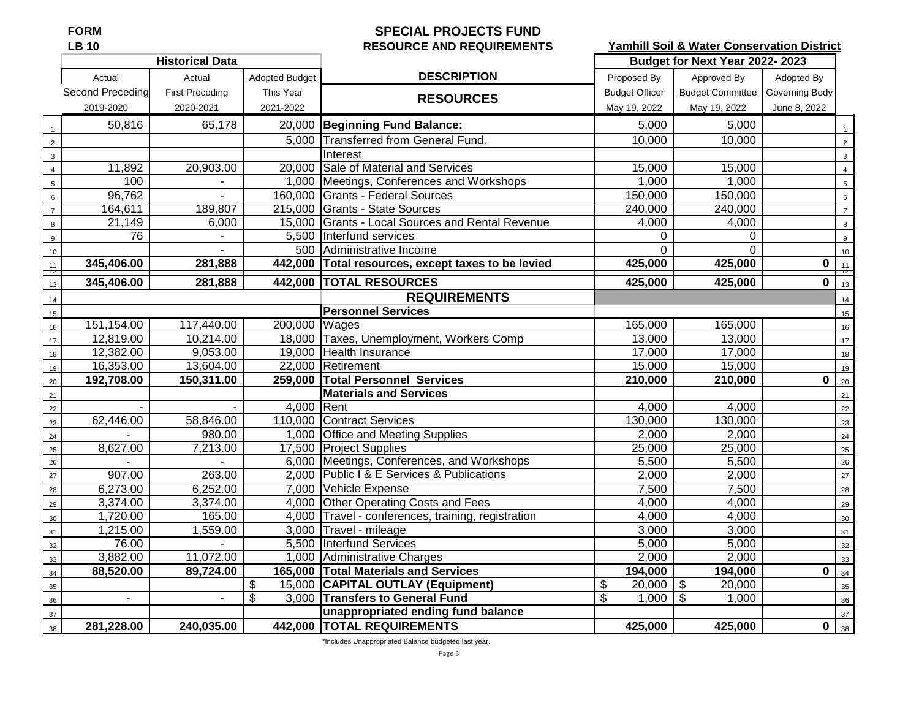FORM
LB 10

## SPECIAL PROJECTS FUND
### RESOURCE AND REQUIREMENTS

**Yamhill Soil & Water Conservation District**

| | Historical Data | | | DESCRIPTION | Budget for Next Year 2022- 2023 | | | |
|---|---|---|---|---|---|---|---|---|
| | Actual Second Preceding 2019-2020 | Actual First Preceding 2020-2021 | Adopted Budget This Year 2021-2022 | RESOURCES | Proposed By Budget Officer May 19, 2022 | Approved By Budget Committee May 19, 2022 | Adopted By Governing Body June 8, 2022 | |
| 1 | 50,816 | 65,178 | 20,000 | **Beginning Fund Balance:** | 5,000 | 5,000 | | 1 |
| 2 | | | 5,000 | Transferred from General Fund. | 10,000 | 10,000 | | 2 |
| 3 | | | | Interest | | | | 3 |
| 4 | 11,892 | 20,903.00 | 20,000 | Sale of Material and Services | 15,000 | 15,000 | | 4 |
| 5 | 100 | - | 1,000 | Meetings, Conferences and Workshops | 1,000 | 1,000 | | 5 |
| 6 | 96,762 | - | 160,000 | Grants - Federal Sources | 150,000 | 150,000 | | 6 |
| 7 | 164,611 | 189,807 | 215,000 | Grants - State Sources | 240,000 | 240,000 | | 7 |
| 8 | 21,149 | 6,000 | 15,000 | Grants - Local Sources and Rental Revenue | 4,000 | 4,000 | | 8 |
| 9 | 76 | - | 5,500 | Interfund services | 0 | 0 | | 9 |
| 10 | | - | 500 | Administrative Income | 0 | 0 | | 10 |
| 11 | **345,406.00** | **281,888** | **442,000** | **Total resources, except taxes to be levied** | **425,000** | **425,000** | **0** | 11 |
| 13 | **345,406.00** | **281,888** | **442,000** | **TOTAL RESOURCES** | **425,000** | **425,000** | **0** | 13 |
| 14 | | | | **REQUIREMENTS** | | | | 14 |
| 15 | | | | **Personnel Services** | | | | 15 |
| 16 | 151,154.00 | 117,440.00 | 200,000 | Wages | 165,000 | 165,000 | | 16 |
| 17 | 12,819.00 | 10,214.00 | 18,000 | Taxes, Unemployment, Workers Comp | 13,000 | 13,000 | | 17 |
| 18 | 12,382.00 | 9,053.00 | 19,000 | Health Insurance | 17,000 | 17,000 | | 18 |
| 19 | 16,353.00 | 13,604.00 | 22,000 | Retirement | 15,000 | 15,000 | | 19 |
| 20 | **192,708.00** | **150,311.00** | **259,000** | **Total Personnel Services** | **210,000** | **210,000** | **0** | 20 |
| 21 | | | | **Materials and Services** | | | | 21 |
| 22 | - | - | 4,000 | Rent | 4,000 | 4,000 | | 22 |
| 23 | 62,446.00 | 58,846.00 | 110,000 | Contract Services | 130,000 | 130,000 | | 23 |
| 24 | - | 980.00 | 1,000 | Office and Meeting Supplies | 2,000 | 2,000 | | 24 |
| 25 | 8,627.00 | 7,213.00 | 17,500 | Project Supplies | 25,000 | 25,000 | | 25 |
| 26 | - | - | 6,000 | Meetings, Conferences, and Workshops | 5,500 | 5,500 | | 26 |
| 27 | 907.00 | 263.00 | 2,000 | Public I & E Services & Publications | 2,000 | 2,000 | | 27 |
| 28 | 6,273.00 | 6,252.00 | 7,000 | Vehicle Expense | 7,500 | 7,500 | | 28 |
| 29 | 3,374.00 | 3,374.00 | 4,000 | Other Operating Costs and Fees | 4,000 | 4,000 | | 29 |
| 30 | 1,720.00 | 165.00 | 4,000 | Travel - conferences, training, registration | 4,000 | 4,000 | | 30 |
| 31 | 1,215.00 | 1,559.00 | 3,000 | Travel - mileage | 3,000 | 3,000 | | 31 |
| 32 | 76.00 | - | 5,500 | Interfund Services | 5,000 | 5,000 | | 32 |
| 33 | 3,882.00 | 11,072.00 | 1,000 | Administrative Charges | 2,000 | 2,000 | | 33 |
| 34 | **88,520.00** | **89,724.00** | **165,000** | **Total Materials and Services** | **194,000** | **194,000** | **0** | 34 |
| 35 | | | $ 15,000 | **CAPITAL OUTLAY (Equipment)** | $ 20,000 | $ 20,000 | | 35 |
| 36 | - | - | $ 3,000 | **Transfers to General Fund** | $ 1,000 | $ 1,000 | | 36 |
| 37 | | | | **unappropriated ending fund balance** | | | | 37 |
| 38 | **281,228.00** | **240,035.00** | **442,000** | **TOTAL REQUIREMENTS** | **425,000** | **425,000** | **0** | 38 |

*Includes Unappropriated Balance budgeted last year.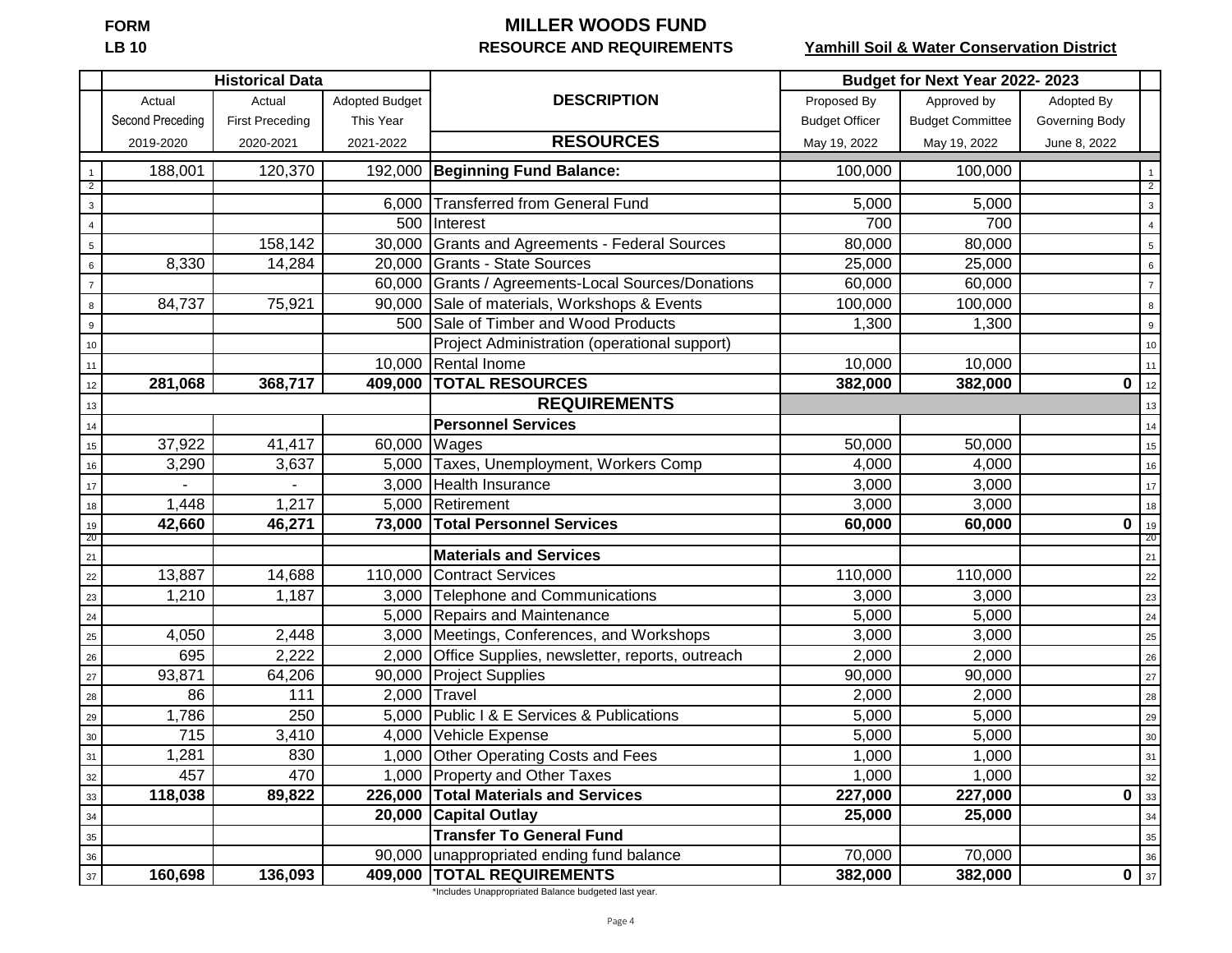**FORM**
**LB 10**

# MILLER WOODS FUND

**RESOURCE AND REQUIREMENTS**

**Yamhill Soil & Water Conservation District**

| | Historical Data | | | DESCRIPTION | Budget for Next Year 2022- 2023 | | | |
|---|---|---|---|---|---|---|---|---|
| | Actual Second Preceding 2019-2020 | Actual First Preceding 2020-2021 | Adopted Budget This Year 2021-2022 | **RESOURCES** | Proposed By Budget Officer May 19, 2022 | Approved by Budget Committee May 19, 2022 | Adopted By Governing Body June 8, 2022 | |
| 1 | 188,001 | 120,370 | 192,000 | **Beginning Fund Balance:** | 100,000 | 100,000 | | 1 |
| 2 | | | | | | | | 2 |
| 3 | | | 6,000 | Transferred from General Fund | 5,000 | 5,000 | | 3 |
| 4 | | | 500 | Interest | 700 | 700 | | 4 |
| 5 | | 158,142 | 30,000 | Grants and Agreements - Federal Sources | 80,000 | 80,000 | | 5 |
| 6 | 8,330 | 14,284 | 20,000 | Grants - State Sources | 25,000 | 25,000 | | 6 |
| 7 | | | 60,000 | Grants / Agreements-Local Sources/Donations | 60,000 | 60,000 | | 7 |
| 8 | 84,737 | 75,921 | 90,000 | Sale of materials, Workshops & Events | 100,000 | 100,000 | | 8 |
| 9 | | | 500 | Sale of Timber and Wood Products | 1,300 | 1,300 | | 9 |
| 10 | | | | Project Administration (operational support) | | | | 10 |
| 11 | | | 10,000 | Rental Inome | 10,000 | 10,000 | | 11 |
| 12 | **281,068** | **368,717** | **409,000** | **TOTAL RESOURCES** | **382,000** | **382,000** | **0** | 12 |
| 13 | | | | **REQUIREMENTS** | | | | 13 |
| 14 | | | | **Personnel Services** | | | | 14 |
| 15 | 37,922 | 41,417 | 60,000 | Wages | 50,000 | 50,000 | | 15 |
| 16 | 3,290 | 3,637 | 5,000 | Taxes, Unemployment, Workers Comp | 4,000 | 4,000 | | 16 |
| 17 | - | - | 3,000 | Health Insurance | 3,000 | 3,000 | | 17 |
| 18 | 1,448 | 1,217 | 5,000 | Retirement | 3,000 | 3,000 | | 18 |
| 19 | **42,660** | **46,271** | **73,000** | **Total Personnel Services** | **60,000** | **60,000** | **0** | 19 |
| 20 | | | | | | | | 20 |
| 21 | | | | **Materials and Services** | | | | 21 |
| 22 | 13,887 | 14,688 | 110,000 | Contract Services | 110,000 | 110,000 | | 22 |
| 23 | 1,210 | 1,187 | 3,000 | Telephone and Communications | 3,000 | 3,000 | | 23 |
| 24 | | | 5,000 | Repairs and Maintenance | 5,000 | 5,000 | | 24 |
| 25 | 4,050 | 2,448 | 3,000 | Meetings, Conferences, and Workshops | 3,000 | 3,000 | | 25 |
| 26 | 695 | 2,222 | 2,000 | Office Supplies, newsletter, reports, outreach | 2,000 | 2,000 | | 26 |
| 27 | 93,871 | 64,206 | 90,000 | Project Supplies | 90,000 | 90,000 | | 27 |
| 28 | 86 | 111 | 2,000 | Travel | 2,000 | 2,000 | | 28 |
| 29 | 1,786 | 250 | 5,000 | Public I & E Services & Publications | 5,000 | 5,000 | | 29 |
| 30 | 715 | 3,410 | 4,000 | Vehicle Expense | 5,000 | 5,000 | | 30 |
| 31 | 1,281 | 830 | 1,000 | Other Operating Costs and Fees | 1,000 | 1,000 | | 31 |
| 32 | 457 | 470 | 1,000 | Property and Other Taxes | 1,000 | 1,000 | | 32 |
| 33 | **118,038** | **89,822** | **226,000** | **Total Materials and Services** | **227,000** | **227,000** | **0** | 33 |
| 34 | | | **20,000** | **Capital Outlay** | **25,000** | **25,000** | | 34 |
| 35 | | | | **Transfer To General Fund** | | | | 35 |
| 36 | | | 90,000 | unappropriated ending fund balance | 70,000 | 70,000 | | 36 |
| 37 | **160,698** | **136,093** | **409,000** | **TOTAL REQUIREMENTS** | **382,000** | **382,000** | **0** | 37 |

*Includes Unappropriated Balance budgeted last year.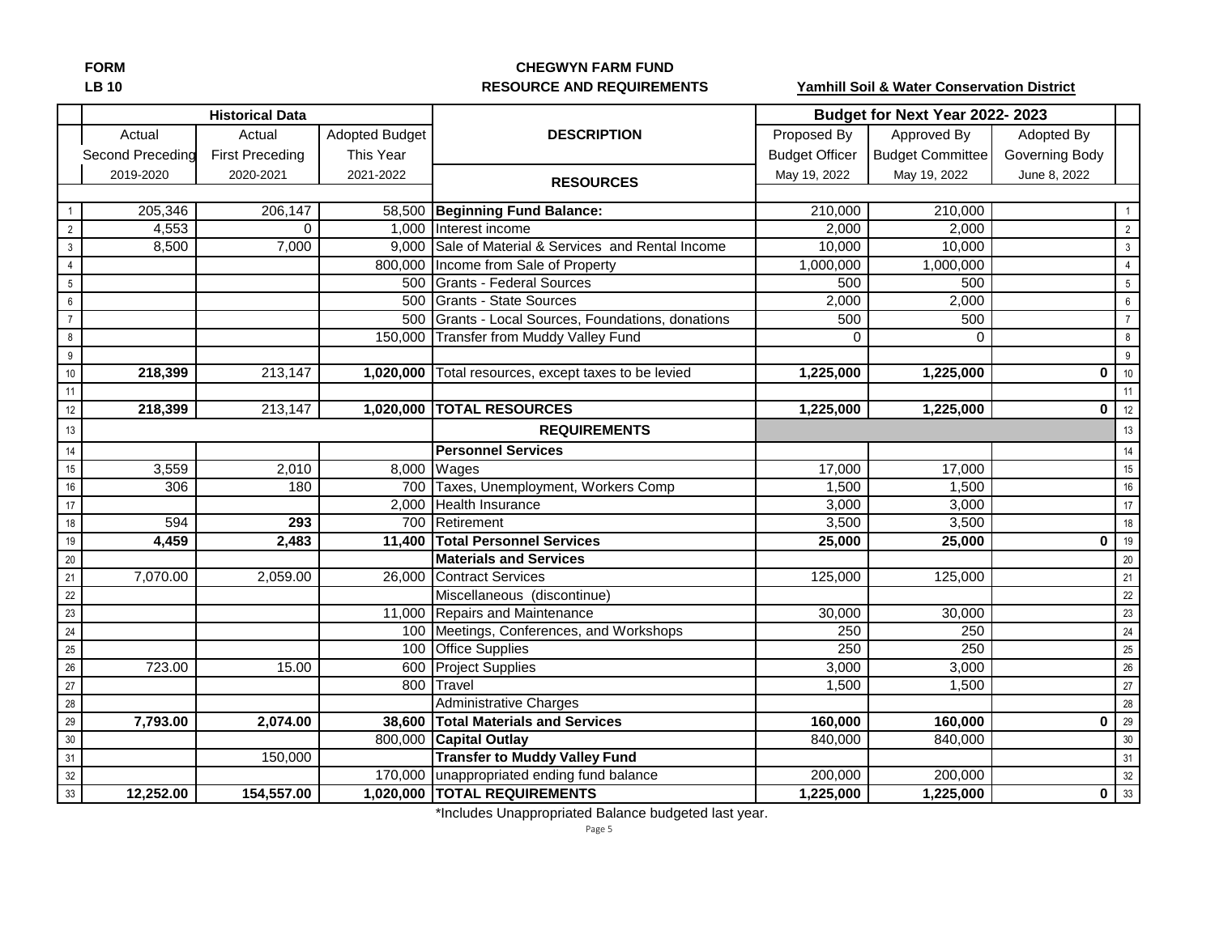**FORM**
**LB 10**

**CHEGWYN FARM FUND**
**RESOURCE AND REQUIREMENTS**

**Yamhill Soil & Water Conservation District**

| | Historical Data | | | DESCRIPTION | Budget for Next Year 2022- 2023 | | | |
|---|---|---|---|---|---|---|---|---|
| | Actual | Actual | Adopted Budget | | Proposed By | Approved By | Adopted By | |
| | Second Preceding | First Preceding | This Year | | Budget Officer | Budget Committee | Governing Body | |
| | 2019-2020 | 2020-2021 | 2021-2022 | **RESOURCES** | May 19, 2022 | May 19, 2022 | June 8, 2022 | |
| 1 | 205,346 | 206,147 | 58,500 | **Beginning Fund Balance:** | 210,000 | 210,000 | | 1 |
| 2 | 4,553 | 0 | 1,000 | Interest income | 2,000 | 2,000 | | 2 |
| 3 | 8,500 | 7,000 | 9,000 | Sale of Material & Services and Rental Income | 10,000 | 10,000 | | 3 |
| 4 | | | 800,000 | Income from Sale of Property | 1,000,000 | 1,000,000 | | 4 |
| 5 | | | 500 | Grants - Federal Sources | 500 | 500 | | 5 |
| 6 | | | 500 | Grants - State Sources | 2,000 | 2,000 | | 6 |
| 7 | | | 500 | Grants - Local Sources, Foundations, donations | 500 | 500 | | 7 |
| 8 | | | 150,000 | Transfer from Muddy Valley Fund | 0 | 0 | | 8 |
| 9 | | | | | | | | 9 |
| 10 | **218,399** | 213,147 | **1,020,000** | Total resources, except taxes to be levied | **1,225,000** | **1,225,000** | **0** | 10 |
| 11 | | | | | | | | 11 |
| 12 | **218,399** | 213,147 | **1,020,000** | **TOTAL RESOURCES** | **1,225,000** | **1,225,000** | **0** | 12 |
| 13 | | | | **REQUIREMENTS** | | | | 13 |
| 14 | | | | **Personnel Services** | | | | 14 |
| 15 | 3,559 | 2,010 | 8,000 | Wages | 17,000 | 17,000 | | 15 |
| 16 | 306 | 180 | 700 | Taxes, Unemployment, Workers Comp | 1,500 | 1,500 | | 16 |
| 17 | | | 2,000 | Health Insurance | 3,000 | 3,000 | | 17 |
| 18 | 594 | **293** | 700 | Retirement | 3,500 | 3,500 | | 18 |
| 19 | **4,459** | **2,483** | **11,400** | **Total Personnel Services** | **25,000** | **25,000** | **0** | 19 |
| 20 | | | | **Materials and Services** | | | | 20 |
| 21 | 7,070.00 | 2,059.00 | 26,000 | Contract Services | 125,000 | 125,000 | | 21 |
| 22 | | | | Miscellaneous (discontinue) | | | | 22 |
| 23 | | | 11,000 | Repairs and Maintenance | 30,000 | 30,000 | | 23 |
| 24 | | | 100 | Meetings, Conferences, and Workshops | 250 | 250 | | 24 |
| 25 | | | 100 | Office Supplies | 250 | 250 | | 25 |
| 26 | 723.00 | 15.00 | 600 | Project Supplies | 3,000 | 3,000 | | 26 |
| 27 | | | 800 | Travel | 1,500 | 1,500 | | 27 |
| 28 | | | | Administrative Charges | | | | 28 |
| 29 | **7,793.00** | **2,074.00** | **38,600** | **Total Materials and Services** | **160,000** | **160,000** | **0** | 29 |
| 30 | | | 800,000 | **Capital Outlay** | 840,000 | 840,000 | | 30 |
| 31 | | 150,000 | | **Transfer to Muddy Valley Fund** | | | | 31 |
| 32 | | | 170,000 | unappropriated ending fund balance | 200,000 | 200,000 | | 32 |
| 33 | **12,252.00** | **154,557.00** | **1,020,000** | **TOTAL REQUIREMENTS** | **1,225,000** | **1,225,000** | **0** | 33 |

*Includes Unappropriated Balance budgeted last year.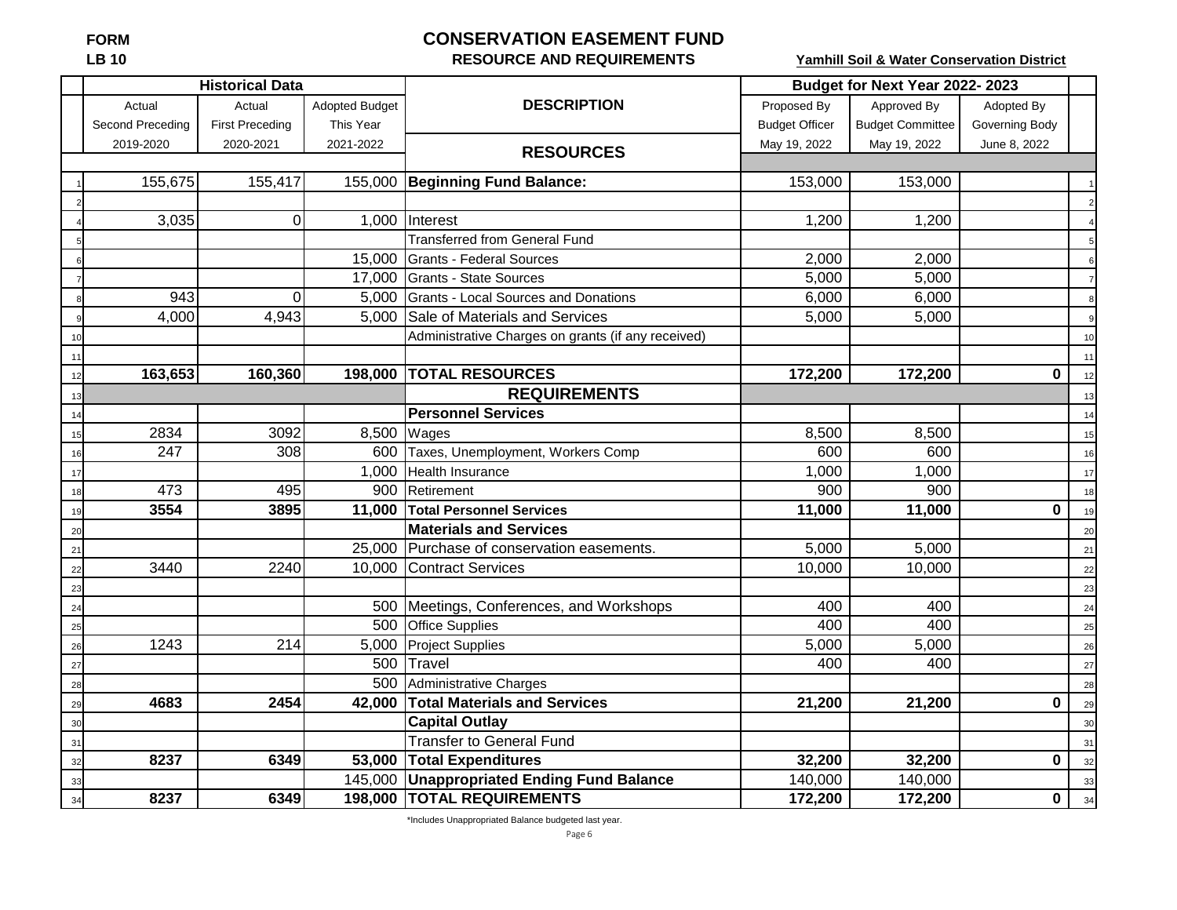**FORM**
**LB 10**

# CONSERVATION EASEMENT FUND

**RESOURCE AND REQUIREMENTS**

**Yamhill Soil & Water Conservation District**

| | Historical Data | | | DESCRIPTION | Budget for Next Year 2022- 2023 | | | |
|---|---|---|---|---|---|---|---|---|
| | Actual Second Preceding 2019-2020 | Actual First Preceding 2020-2021 | Adopted Budget This Year 2021-2022 | **RESOURCES** | Proposed By Budget Officer May 19, 2022 | Approved By Budget Committee May 19, 2022 | Adopted By Governing Body June 8, 2022 | |
| 1 | 155,675 | 155,417 | 155,000 | **Beginning Fund Balance:** | 153,000 | 153,000 | | 1 |
| 2 | | | | | | | | 2 |
| 4 | 3,035 | 0 | 1,000 | Interest | 1,200 | 1,200 | | 4 |
| 5 | | | | Transferred from General Fund | | | | 5 |
| 6 | | | 15,000 | Grants - Federal Sources | 2,000 | 2,000 | | 6 |
| 7 | | | 17,000 | Grants - State Sources | 5,000 | 5,000 | | 7 |
| 8 | 943 | 0 | 5,000 | Grants - Local Sources and Donations | 6,000 | 6,000 | | 8 |
| 9 | 4,000 | 4,943 | 5,000 | Sale of Materials and Services | 5,000 | 5,000 | | 9 |
| 10 | | | | Administrative Charges on grants (if any received) | | | | 10 |
| 11 | | | | | | | | 11 |
| 12 | **163,653** | **160,360** | **198,000** | **TOTAL RESOURCES** | **172,200** | **172,200** | **0** | 12 |
| 13 | | | | **REQUIREMENTS** | | | | 13 |
| 14 | | | | **Personnel Services** | | | | 14 |
| 15 | 2834 | 3092 | 8,500 | Wages | 8,500 | 8,500 | | 15 |
| 16 | 247 | 308 | 600 | Taxes, Unemployment, Workers Comp | 600 | 600 | | 16 |
| 17 | | | 1,000 | Health Insurance | 1,000 | 1,000 | | 17 |
| 18 | 473 | 495 | 900 | Retirement | 900 | 900 | | 18 |
| 19 | **3554** | **3895** | **11,000** | **Total Personnel Services** | **11,000** | **11,000** | **0** | 19 |
| 20 | | | | **Materials and Services** | | | | 20 |
| 21 | | | 25,000 | Purchase of conservation easements. | 5,000 | 5,000 | | 21 |
| 22 | 3440 | 2240 | 10,000 | Contract Services | 10,000 | 10,000 | | 22 |
| 23 | | | | | | | | 23 |
| 24 | | | 500 | Meetings, Conferences, and Workshops | 400 | 400 | | 24 |
| 25 | | | 500 | Office Supplies | 400 | 400 | | 25 |
| 26 | 1243 | 214 | 5,000 | Project Supplies | 5,000 | 5,000 | | 26 |
| 27 | | | 500 | Travel | 400 | 400 | | 27 |
| 28 | | | 500 | Administrative Charges | | | | 28 |
| 29 | **4683** | **2454** | **42,000** | **Total Materials and Services** | **21,200** | **21,200** | **0** | 29 |
| 30 | | | | **Capital Outlay** | | | | 30 |
| 31 | | | | Transfer to General Fund | | | | 31 |
| 32 | **8237** | **6349** | **53,000** | **Total Expenditures** | **32,200** | **32,200** | **0** | 32 |
| 33 | | | 145,000 | **Unappropriated Ending Fund Balance** | 140,000 | 140,000 | | 33 |
| 34 | **8237** | **6349** | **198,000** | **TOTAL REQUIREMENTS** | **172,200** | **172,200** | **0** | 34 |

*Includes Unappropriated Balance budgeted last year.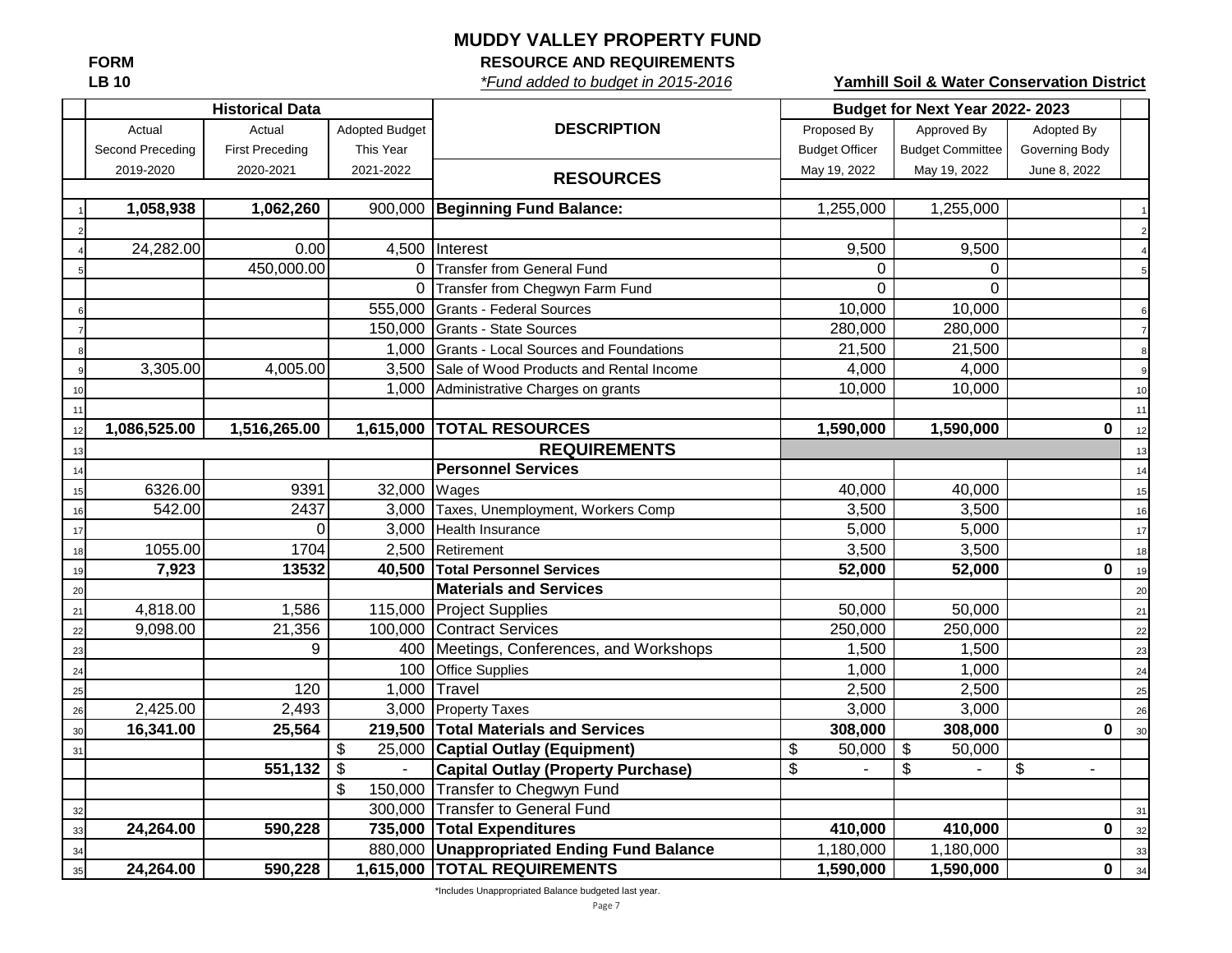# MUDDY VALLEY PROPERTY FUND

**FORM**
**LB 10**

**RESOURCE AND REQUIREMENTS**

*\*Fund added to budget in 2015-2016*

**Yamhill Soil & Water Conservation District**

| | Historical Data | | | DESCRIPTION | Budget for Next Year 2022- 2023 | | | |
|---|---|---|---|---|---|---|---|---|
| | Actual Second Preceding 2019-2020 | Actual First Preceding 2020-2021 | Adopted Budget This Year 2021-2022 | **RESOURCES** | Proposed By Budget Officer May 19, 2022 | Approved By Budget Committee May 19, 2022 | Adopted By Governing Body June 8, 2022 | |
| 1 | **1,058,938** | **1,062,260** | 900,000 | **Beginning Fund Balance:** | 1,255,000 | 1,255,000 | | 1 |
| 2 | | | | | | | | 2 |
| 4 | 24,282.00 | 0.00 | 4,500 | Interest | 9,500 | 9,500 | | 4 |
| 5 | | 450,000.00 | 0 | Transfer from General Fund | 0 | 0 | | 5 |
| | | | 0 | Transfer from Chegwyn Farm Fund | 0 | 0 | | |
| 6 | | | 555,000 | Grants - Federal Sources | 10,000 | 10,000 | | 6 |
| 7 | | | 150,000 | Grants - State Sources | 280,000 | 280,000 | | 7 |
| 8 | | | 1,000 | Grants - Local Sources and Foundations | 21,500 | 21,500 | | 8 |
| 9 | 3,305.00 | 4,005.00 | 3,500 | Sale of Wood Products and Rental Income | 4,000 | 4,000 | | 9 |
| 10 | | | 1,000 | Administrative Charges on grants | 10,000 | 10,000 | | 10 |
| 11 | | | | | | | | 11 |
| 12 | **1,086,525.00** | **1,516,265.00** | **1,615,000** | **TOTAL RESOURCES** | **1,590,000** | **1,590,000** | **0** | 12 |
| 13 | | | | **REQUIREMENTS** | | | | 13 |
| 14 | | | | **Personnel Services** | | | | 14 |
| 15 | 6326.00 | 9391 | 32,000 | Wages | 40,000 | 40,000 | | 15 |
| 16 | 542.00 | 2437 | 3,000 | Taxes, Unemployment, Workers Comp | 3,500 | 3,500 | | 16 |
| 17 | | 0 | 3,000 | Health Insurance | 5,000 | 5,000 | | 17 |
| 18 | 1055.00 | 1704 | 2,500 | Retirement | 3,500 | 3,500 | | 18 |
| 19 | **7,923** | **13532** | **40,500** | **Total Personnel Services** | **52,000** | **52,000** | **0** | 19 |
| 20 | | | | **Materials and Services** | | | | 20 |
| 21 | 4,818.00 | 1,586 | 115,000 | Project Supplies | 50,000 | 50,000 | | 21 |
| 22 | 9,098.00 | 21,356 | 100,000 | Contract Services | 250,000 | 250,000 | | 22 |
| 23 | | 9 | 400 | Meetings, Conferences, and Workshops | 1,500 | 1,500 | | 23 |
| 24 | | | 100 | Office Supplies | 1,000 | 1,000 | | 24 |
| 25 | | 120 | 1,000 | Travel | 2,500 | 2,500 | | 25 |
| 26 | 2,425.00 | 2,493 | 3,000 | Property Taxes | 3,000 | 3,000 | | 26 |
| 30 | **16,341.00** | **25,564** | **219,500** | **Total Materials and Services** | **308,000** | **308,000** | **0** | 30 |
| 31 | | | $ 25,000 | **Captial Outlay (Equipment)** | $ 50,000 | $ 50,000 | | |
| | | **551,132** | $ - | **Capital Outlay (Property Purchase)** | $ - | $ - | $ - | |
| | | | $ 150,000 | Transfer to Chegwyn Fund | | | | |
| 32 | | | 300,000 | Transfer to General Fund | | | | 31 |
| 33 | **24,264.00** | **590,228** | **735,000** | **Total Expenditures** | **410,000** | **410,000** | **0** | 32 |
| 34 | | | 880,000 | **Unappropriated Ending Fund Balance** | 1,180,000 | 1,180,000 | | 33 |
| 35 | **24,264.00** | **590,228** | **1,615,000** | **TOTAL REQUIREMENTS** | **1,590,000** | **1,590,000** | **0** | 34 |

\*Includes Unappropriated Balance budgeted last year.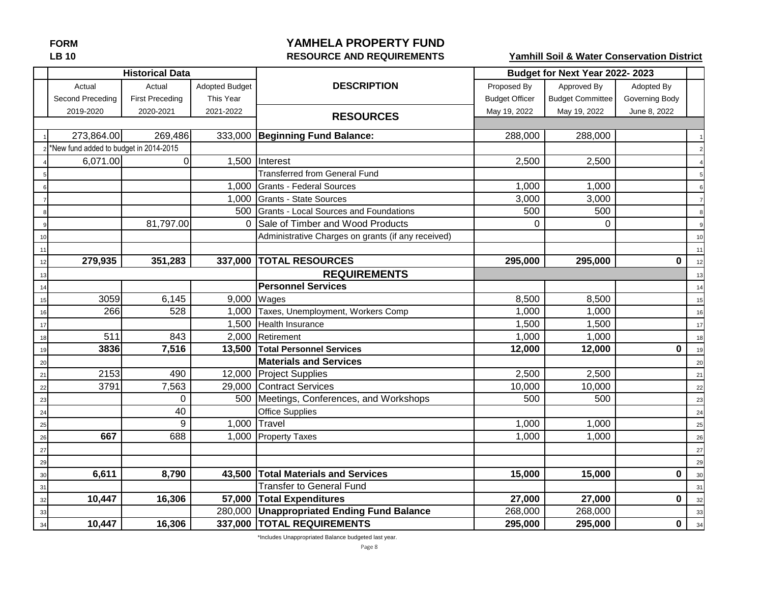**FORM**
**LB 10**

# YAMHELA PROPERTY FUND

## RESOURCE AND REQUIREMENTS

**Yamhill Soil & Water Conservation District**

| | Historical Data | | | DESCRIPTION | Budget for Next Year 2022- 2023 | | | |
|---|---|---|---|---|---|---|---|---|
| | Actual Second Preceding 2019-2020 | Actual First Preceding 2020-2021 | Adopted Budget This Year 2021-2022 | **RESOURCES** | Proposed By Budget Officer May 19, 2022 | Approved By Budget Committee May 19, 2022 | Adopted By Governing Body June 8, 2022 | |
| 1 | 273,864.00 | 269,486 | 333,000 | **Beginning Fund Balance:** | 288,000 | 288,000 | | 1 |
| 2 | *New fund added to budget in 2014-2015 | | | | | | | 2 |
| 4 | 6,071.00 | 0 | 1,500 | Interest | 2,500 | 2,500 | | 4 |
| 5 | | | | Transferred from General Fund | | | | 5 |
| 6 | | | 1,000 | Grants - Federal Sources | 1,000 | 1,000 | | 6 |
| 7 | | | 1,000 | Grants - State Sources | 3,000 | 3,000 | | 7 |
| 8 | | | 500 | Grants - Local Sources and Foundations | 500 | 500 | | 8 |
| 9 | | 81,797.00 | 0 | Sale of Timber and Wood Products | 0 | 0 | | 9 |
| 10 | | | | Administrative Charges on grants (if any received) | | | | 10 |
| 11 | | | | | | | | 11 |
| 12 | **279,935** | **351,283** | **337,000** | **TOTAL RESOURCES** | **295,000** | **295,000** | **0** | 12 |
| 13 | | | | **REQUIREMENTS** | | | | 13 |
| 14 | | | | **Personnel Services** | | | | 14 |
| 15 | 3059 | 6,145 | 9,000 | Wages | 8,500 | 8,500 | | 15 |
| 16 | 266 | 528 | 1,000 | Taxes, Unemployment, Workers Comp | 1,000 | 1,000 | | 16 |
| 17 | | | 1,500 | Health Insurance | 1,500 | 1,500 | | 17 |
| 18 | 511 | 843 | 2,000 | Retirement | 1,000 | 1,000 | | 18 |
| 19 | **3836** | **7,516** | **13,500** | **Total Personnel Services** | **12,000** | **12,000** | **0** | 19 |
| 20 | | | | **Materials and Services** | | | | 20 |
| 21 | 2153 | 490 | 12,000 | Project Supplies | 2,500 | 2,500 | | 21 |
| 22 | 3791 | 7,563 | 29,000 | Contract Services | 10,000 | 10,000 | | 22 |
| 23 | | 0 | 500 | Meetings, Conferences, and Workshops | 500 | 500 | | 23 |
| 24 | | 40 | | Office Supplies | | | | 24 |
| 25 | | 9 | 1,000 | Travel | 1,000 | 1,000 | | 25 |
| 26 | **667** | 688 | 1,000 | Property Taxes | 1,000 | 1,000 | | 26 |
| 27 | | | | | | | | 27 |
| 29 | | | | | | | | 29 |
| 30 | **6,611** | **8,790** | **43,500** | **Total Materials and Services** | **15,000** | **15,000** | **0** | 30 |
| 31 | | | | Transfer to General Fund | | | | 31 |
| 32 | **10,447** | **16,306** | **57,000** | **Total Expenditures** | **27,000** | **27,000** | **0** | 32 |
| 33 | | | 280,000 | **Unappropriated Ending Fund Balance** | 268,000 | 268,000 | | 33 |
| 34 | **10,447** | **16,306** | **337,000** | **TOTAL REQUIREMENTS** | **295,000** | **295,000** | **0** | 34 |

*Includes Unappropriated Balance budgeted last year.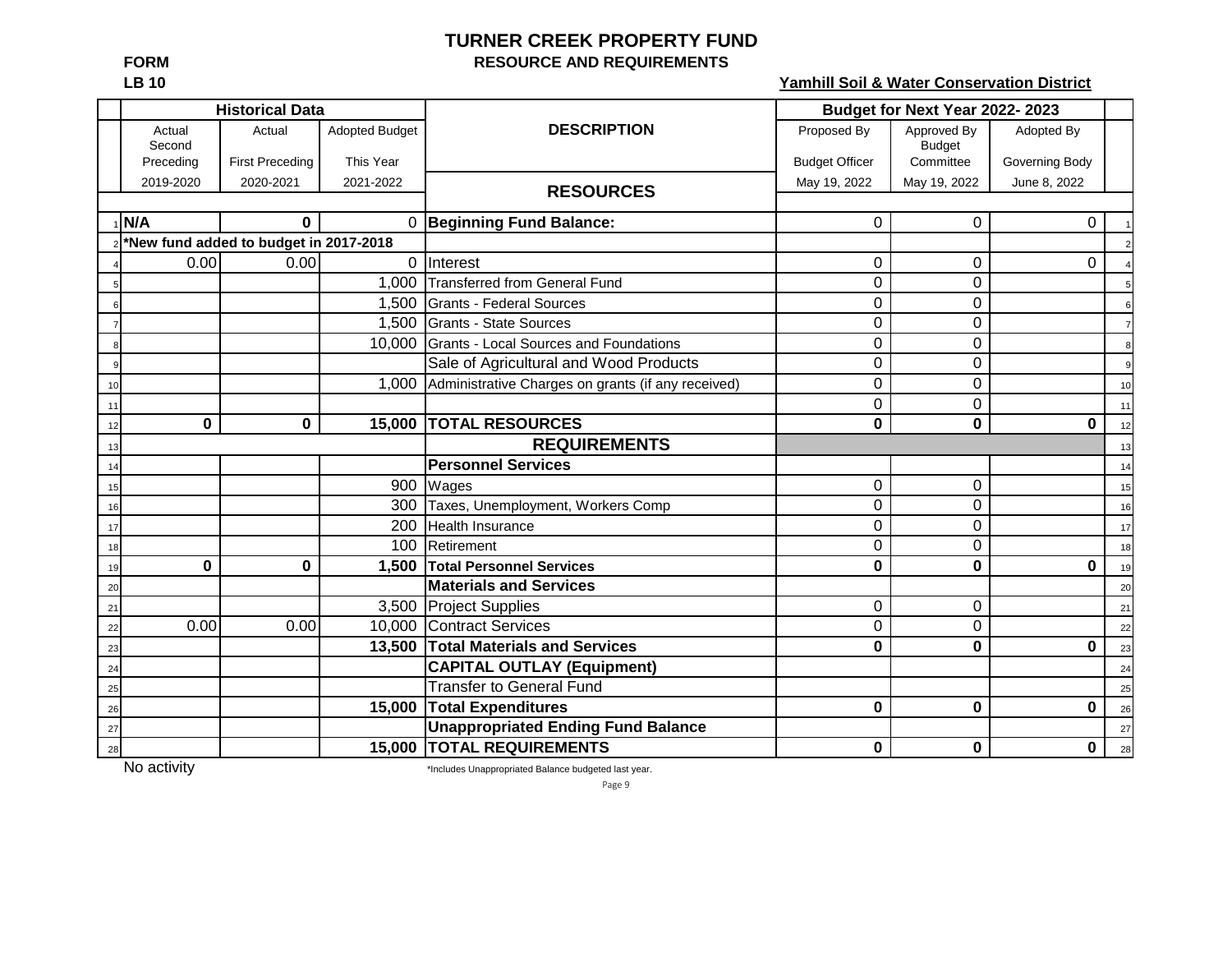# TURNER CREEK PROPERTY FUND

**FORM**
**LB 10**

**RESOURCE AND REQUIREMENTS**

**Yamhill Soil & Water Conservation District**

| | Historical Data | | | DESCRIPTION | Budget for Next Year 2022- 2023 | | | |
|---|---|---|---|---|---|---|---|---|
| | Actual Second Preceding 2019-2020 | Actual First Preceding 2020-2021 | Adopted Budget This Year 2021-2022 | **RESOURCES** | Proposed By Budget Officer May 19, 2022 | Approved By Budget Committee May 19, 2022 | Adopted By Governing Body June 8, 2022 | |
| 1 | **N/A** | **0** | 0 | **Beginning Fund Balance:** | 0 | 0 | 0 | 1 |
| 2 | **\*New fund added to budget in 2017-2018** | | | | | | | 2 |
| 4 | 0.00 | 0.00 | 0 | Interest | 0 | 0 | 0 | 4 |
| 5 | | | 1,000 | Transferred from General Fund | 0 | 0 | | 5 |
| 6 | | | 1,500 | Grants - Federal Sources | 0 | 0 | | 6 |
| 7 | | | 1,500 | Grants - State Sources | 0 | 0 | | 7 |
| 8 | | | 10,000 | Grants - Local Sources and Foundations | 0 | 0 | | 8 |
| 9 | | | | Sale of Agricultural and Wood Products | 0 | 0 | | 9 |
| 10 | | | 1,000 | Administrative Charges on grants (if any received) | 0 | 0 | | 10 |
| 11 | | | | | 0 | 0 | | 11 |
| 12 | **0** | **0** | **15,000** | **TOTAL RESOURCES** | **0** | **0** | **0** | 12 |
| 13 | | | | **REQUIREMENTS** | | | | 13 |
| 14 | | | | **Personnel Services** | | | | 14 |
| 15 | | | 900 | Wages | 0 | 0 | | 15 |
| 16 | | | 300 | Taxes, Unemployment, Workers Comp | 0 | 0 | | 16 |
| 17 | | | 200 | Health Insurance | 0 | 0 | | 17 |
| 18 | | | 100 | Retirement | 0 | 0 | | 18 |
| 19 | **0** | **0** | **1,500** | **Total Personnel Services** | **0** | **0** | **0** | 19 |
| 20 | | | | **Materials and Services** | | | | 20 |
| 21 | | | 3,500 | Project Supplies | 0 | 0 | | 21 |
| 22 | 0.00 | 0.00 | 10,000 | Contract Services | 0 | 0 | | 22 |
| 23 | | | **13,500** | **Total Materials and Services** | **0** | **0** | **0** | 23 |
| 24 | | | | **CAPITAL OUTLAY (Equipment)** | | | | 24 |
| 25 | | | | Transfer to General Fund | | | | 25 |
| 26 | | | **15,000** | **Total Expenditures** | **0** | **0** | **0** | 26 |
| 27 | | | | **Unappropriated Ending Fund Balance** | | | | 27 |
| 28 | | | **15,000** | **TOTAL REQUIREMENTS** | **0** | **0** | **0** | 28 |

No activity

*Includes Unappropriated Balance budgeted last year.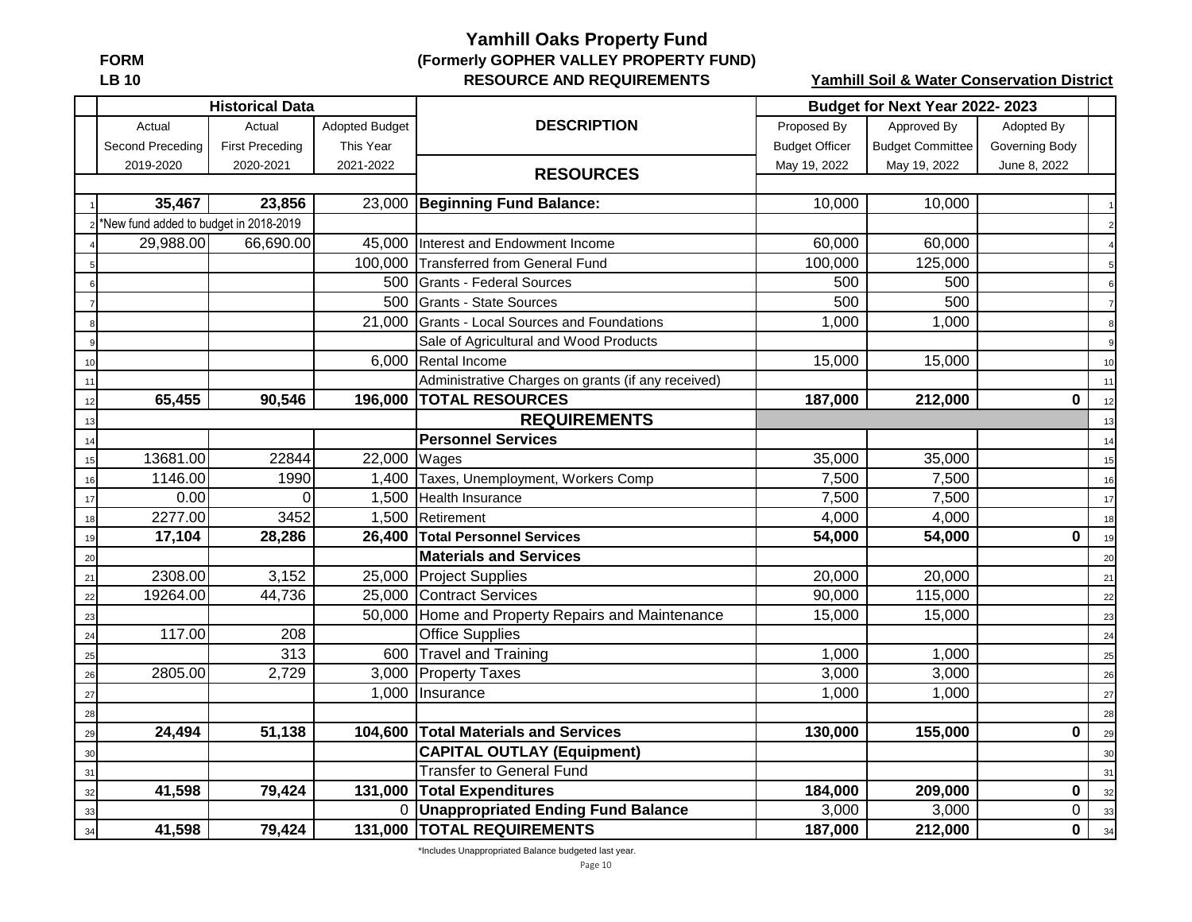# Yamhill Oaks Property Fund

**FORM LB 10**

**(Formerly GOPHER VALLEY PROPERTY FUND)**

**RESOURCE AND REQUIREMENTS**

**Yamhill Soil & Water Conservation District**

| | Historical Data | | | DESCRIPTION | Budget for Next Year 2022- 2023 | | | |
|---|---|---|---|---|---|---|---|---|
| | Actual Second Preceding 2019-2020 | Actual First Preceding 2020-2021 | Adopted Budget This Year 2021-2022 | **RESOURCES** | Proposed By Budget Officer May 19, 2022 | Approved By Budget Committee May 19, 2022 | Adopted By Governing Body June 8, 2022 | |
| 1 | **35,467** | **23,856** | 23,000 | **Beginning Fund Balance:** | 10,000 | 10,000 | | 1 |
| 2 | *New fund added to budget in 2018-2019 | | | | | | | 2 |
| 4 | 29,988.00 | 66,690.00 | 45,000 | Interest and Endowment Income | 60,000 | 60,000 | | 4 |
| 5 | | | 100,000 | Transferred from General Fund | 100,000 | 125,000 | | 5 |
| 6 | | | 500 | Grants - Federal Sources | 500 | 500 | | 6 |
| 7 | | | 500 | Grants - State Sources | 500 | 500 | | 7 |
| 8 | | | 21,000 | Grants - Local Sources and Foundations | 1,000 | 1,000 | | 8 |
| 9 | | | | Sale of Agricultural and Wood Products | | | | 9 |
| 10 | | | 6,000 | Rental Income | 15,000 | 15,000 | | 10 |
| 11 | | | | Administrative Charges on grants (if any received) | | | | 11 |
| 12 | **65,455** | **90,546** | **196,000** | **TOTAL RESOURCES** | **187,000** | **212,000** | **0** | 12 |
| 13 | | | | **REQUIREMENTS** | | | | 13 |
| 14 | | | | **Personnel Services** | | | | 14 |
| 15 | 13681.00 | 22844 | 22,000 | Wages | 35,000 | 35,000 | | 15 |
| 16 | 1146.00 | 1990 | 1,400 | Taxes, Unemployment, Workers Comp | 7,500 | 7,500 | | 16 |
| 17 | 0.00 | 0 | 1,500 | Health Insurance | 7,500 | 7,500 | | 17 |
| 18 | 2277.00 | 3452 | 1,500 | Retirement | 4,000 | 4,000 | | 18 |
| 19 | **17,104** | **28,286** | **26,400** | **Total Personnel Services** | **54,000** | **54,000** | **0** | 19 |
| 20 | | | | **Materials and Services** | | | | 20 |
| 21 | 2308.00 | 3,152 | 25,000 | Project Supplies | 20,000 | 20,000 | | 21 |
| 22 | 19264.00 | 44,736 | 25,000 | Contract Services | 90,000 | 115,000 | | 22 |
| 23 | | | 50,000 | Home and Property Repairs and Maintenance | 15,000 | 15,000 | | 23 |
| 24 | 117.00 | 208 | | Office Supplies | | | | 24 |
| 25 | | 313 | 600 | Travel and Training | 1,000 | 1,000 | | 25 |
| 26 | 2805.00 | 2,729 | 3,000 | Property Taxes | 3,000 | 3,000 | | 26 |
| 27 | | | 1,000 | Insurance | 1,000 | 1,000 | | 27 |
| 28 | | | | | | | | 28 |
| 29 | **24,494** | **51,138** | **104,600** | **Total Materials and Services** | **130,000** | **155,000** | **0** | 29 |
| 30 | | | | **CAPITAL OUTLAY (Equipment)** | | | | 30 |
| 31 | | | | Transfer to General Fund | | | | 31 |
| 32 | **41,598** | **79,424** | **131,000** | **Total Expenditures** | **184,000** | **209,000** | **0** | 32 |
| 33 | | | 0 | **Unappropriated Ending Fund Balance** | 3,000 | 3,000 | 0 | 33 |
| 34 | **41,598** | **79,424** | **131,000** | **TOTAL REQUIREMENTS** | **187,000** | **212,000** | **0** | 34 |

*Includes Unappropriated Balance budgeted last year.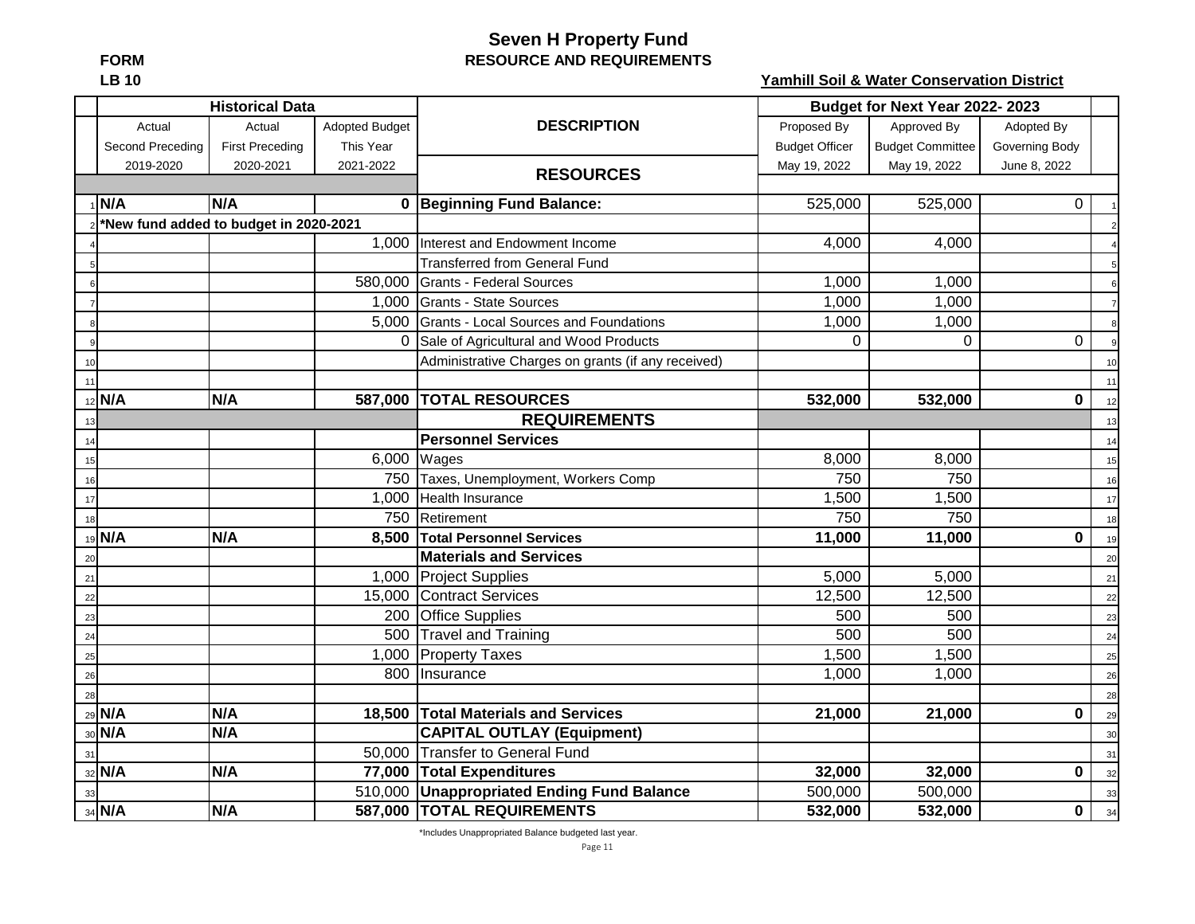# Seven H Property Fund

## RESOURCE AND REQUIREMENTS

**FORM**
**LB 10**

**Yamhill Soil & Water Conservation District**

| | Historical Data | | | DESCRIPTION | Budget for Next Year 2022- 2023 | | | |
|---|---|---|---|---|---|---|---|---|
| | Actual Second Preceding 2019-2020 | Actual First Preceding 2020-2021 | Adopted Budget This Year 2021-2022 | **RESOURCES** | Proposed By Budget Officer May 19, 2022 | Approved By Budget Committee May 19, 2022 | Adopted By Governing Body June 8, 2022 | |
| 1 | **N/A** | **N/A** | **0** | **Beginning Fund Balance:** | 525,000 | 525,000 | 0 | 1 |
| 2 | ***New fund added to budget in 2020-2021** | | | | | | | 2 |
| 4 | | | 1,000 | Interest and Endowment Income | 4,000 | 4,000 | | 4 |
| 5 | | | | Transferred from General Fund | | | | 5 |
| 6 | | | 580,000 | Grants - Federal Sources | 1,000 | 1,000 | | 6 |
| 7 | | | 1,000 | Grants - State Sources | 1,000 | 1,000 | | 7 |
| 8 | | | 5,000 | Grants - Local Sources and Foundations | 1,000 | 1,000 | | 8 |
| 9 | | | 0 | Sale of Agricultural and Wood Products | 0 | 0 | 0 | 9 |
| 10 | | | | Administrative Charges on grants (if any received) | | | | 10 |
| 11 | | | | | | | | 11 |
| 12 | **N/A** | **N/A** | **587,000** | **TOTAL RESOURCES** | **532,000** | **532,000** | **0** | 12 |
| 13 | | | | **REQUIREMENTS** | | | | 13 |
| 14 | | | | **Personnel Services** | | | | 14 |
| 15 | | | 6,000 | Wages | 8,000 | 8,000 | | 15 |
| 16 | | | 750 | Taxes, Unemployment, Workers Comp | 750 | 750 | | 16 |
| 17 | | | 1,000 | Health Insurance | 1,500 | 1,500 | | 17 |
| 18 | | | 750 | Retirement | 750 | 750 | | 18 |
| 19 | **N/A** | **N/A** | **8,500** | **Total Personnel Services** | **11,000** | **11,000** | **0** | 19 |
| 20 | | | | **Materials and Services** | | | | 20 |
| 21 | | | 1,000 | Project Supplies | 5,000 | 5,000 | | 21 |
| 22 | | | 15,000 | Contract Services | 12,500 | 12,500 | | 22 |
| 23 | | | 200 | Office Supplies | 500 | 500 | | 23 |
| 24 | | | 500 | Travel and Training | 500 | 500 | | 24 |
| 25 | | | 1,000 | Property Taxes | 1,500 | 1,500 | | 25 |
| 26 | | | 800 | Insurance | 1,000 | 1,000 | | 26 |
| 28 | | | | | | | | 28 |
| 29 | **N/A** | **N/A** | **18,500** | **Total Materials and Services** | **21,000** | **21,000** | **0** | 29 |
| 30 | **N/A** | **N/A** | | **CAPITAL OUTLAY (Equipment)** | | | | 30 |
| 31 | | | 50,000 | Transfer to General Fund | | | | 31 |
| 32 | **N/A** | **N/A** | **77,000** | **Total Expenditures** | **32,000** | **32,000** | **0** | 32 |
| 33 | | | 510,000 | **Unappropriated Ending Fund Balance** | 500,000 | 500,000 | | 33 |
| 34 | **N/A** | **N/A** | **587,000** | **TOTAL REQUIREMENTS** | **532,000** | **532,000** | **0** | 34 |

*Includes Unappropriated Balance budgeted last year.